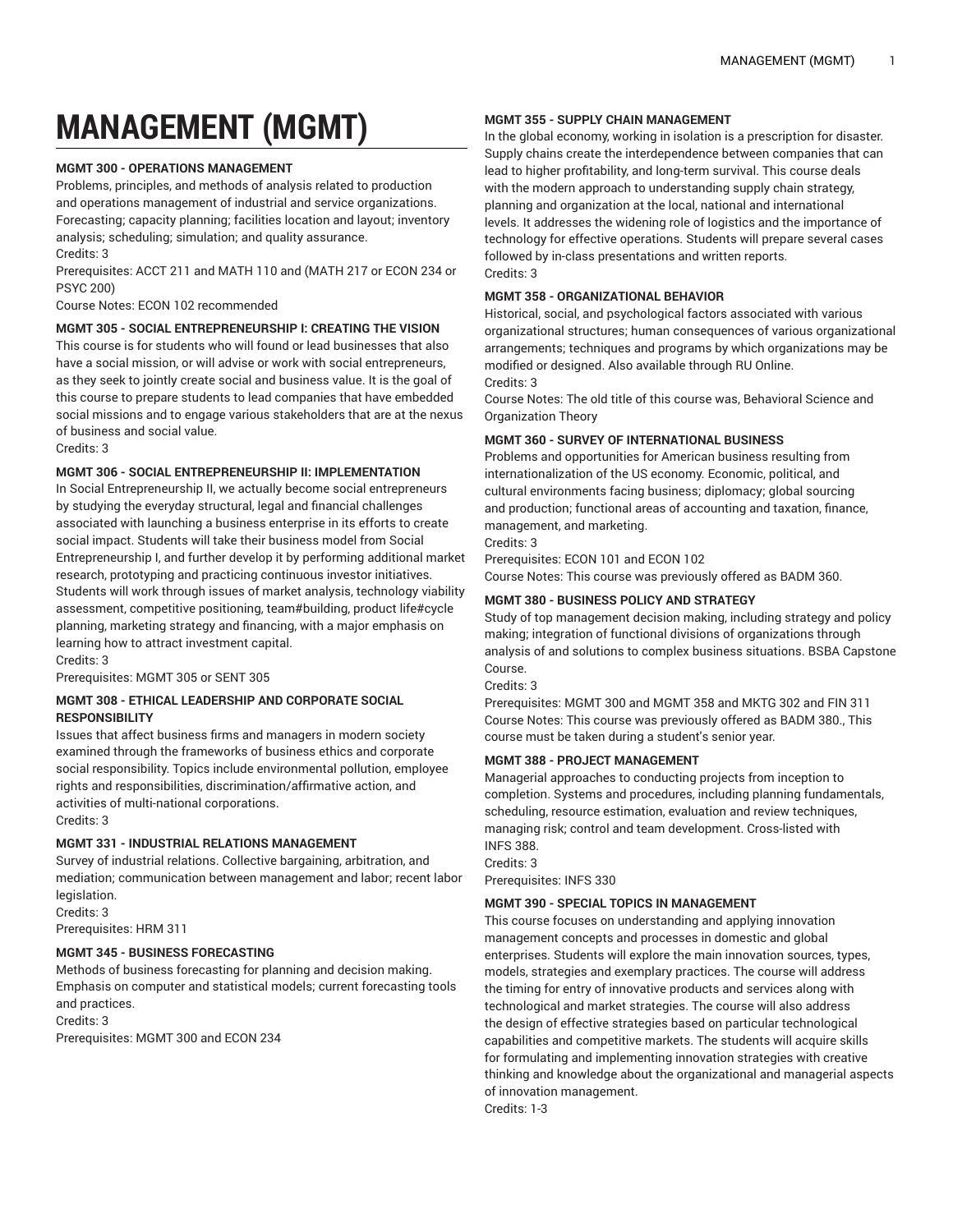# MANAGEMENT (MGMT)

**MGMT 300 - OPERATIONS MANAGEMENT**

Problems, principles, and methods of analysis related to production and operations management of industrial and service organizations. Forecasting; capacity planning; facilities location and layout; inventory analysis; scheduling; simulation; and quality assurance.
Credits: 3
Prerequisites: ACCT 211 and MATH 110 and (MATH 217 or ECON 234 or PSYC 200)
Course Notes: ECON 102 recommended

**MGMT 305 - SOCIAL ENTREPRENEURSHIP I: CREATING THE VISION**

This course is for students who will found or lead businesses that also have a social mission, or will advise or work with social entrepreneurs, as they seek to jointly create social and business value. It is the goal of this course to prepare students to lead companies that have embedded social missions and to engage various stakeholders that are at the nexus of business and social value.
Credits: 3

**MGMT 306 - SOCIAL ENTREPRENEURSHIP II: IMPLEMENTATION**

In Social Entrepreneurship II, we actually become social entrepreneurs by studying the everyday structural, legal and financial challenges associated with launching a business enterprise in its efforts to create social impact. Students will take their business model from Social Entrepreneurship I, and further develop it by performing additional market research, prototyping and practicing continuous investor initiatives. Students will work through issues of market analysis, technology viability assessment, competitive positioning, team#building, product life#cycle planning, marketing strategy and financing, with a major emphasis on learning how to attract investment capital.
Credits: 3
Prerequisites: MGMT 305 or SENT 305

**MGMT 308 - ETHICAL LEADERSHIP AND CORPORATE SOCIAL RESPONSIBILITY**

Issues that affect business firms and managers in modern society examined through the frameworks of business ethics and corporate social responsibility. Topics include environmental pollution, employee rights and responsibilities, discrimination/affirmative action, and activities of multi-national corporations.
Credits: 3

**MGMT 331 - INDUSTRIAL RELATIONS MANAGEMENT**

Survey of industrial relations. Collective bargaining, arbitration, and mediation; communication between management and labor; recent labor legislation.
Credits: 3
Prerequisites: HRM 311

**MGMT 345 - BUSINESS FORECASTING**

Methods of business forecasting for planning and decision making. Emphasis on computer and statistical models; current forecasting tools and practices.
Credits: 3
Prerequisites: MGMT 300 and ECON 234

**MGMT 355 - SUPPLY CHAIN MANAGEMENT**

In the global economy, working in isolation is a prescription for disaster. Supply chains create the interdependence between companies that can lead to higher profitability, and long-term survival. This course deals with the modern approach to understanding supply chain strategy, planning and organization at the local, national and international levels. It addresses the widening role of logistics and the importance of technology for effective operations. Students will prepare several cases followed by in-class presentations and written reports.
Credits: 3

**MGMT 358 - ORGANIZATIONAL BEHAVIOR**

Historical, social, and psychological factors associated with various organizational structures; human consequences of various organizational arrangements; techniques and programs by which organizations may be modified or designed. Also available through RU Online.
Credits: 3
Course Notes: The old title of this course was, Behavioral Science and Organization Theory

**MGMT 360 - SURVEY OF INTERNATIONAL BUSINESS**

Problems and opportunities for American business resulting from internationalization of the US economy. Economic, political, and cultural environments facing business; diplomacy; global sourcing and production; functional areas of accounting and taxation, finance, management, and marketing.
Credits: 3
Prerequisites: ECON 101 and ECON 102
Course Notes: This course was previously offered as BADM 360.

**MGMT 380 - BUSINESS POLICY AND STRATEGY**

Study of top management decision making, including strategy and policy making; integration of functional divisions of organizations through analysis of and solutions to complex business situations. BSBA Capstone Course.
Credits: 3
Prerequisites: MGMT 300 and MGMT 358 and MKTG 302 and FIN 311
Course Notes: This course was previously offered as BADM 380., This course must be taken during a student's senior year.

**MGMT 388 - PROJECT MANAGEMENT**

Managerial approaches to conducting projects from inception to completion. Systems and procedures, including planning fundamentals, scheduling, resource estimation, evaluation and review techniques, managing risk; control and team development. Cross-listed with INFS 388.
Credits: 3
Prerequisites: INFS 330

**MGMT 390 - SPECIAL TOPICS IN MANAGEMENT**

This course focuses on understanding and applying innovation management concepts and processes in domestic and global enterprises. Students will explore the main innovation sources, types, models, strategies and exemplary practices. The course will address the timing for entry of innovative products and services along with technological and market strategies. The course will also address the design of effective strategies based on particular technological capabilities and competitive markets. The students will acquire skills for formulating and implementing innovation strategies with creative thinking and knowledge about the organizational and managerial aspects of innovation management.
Credits: 1-3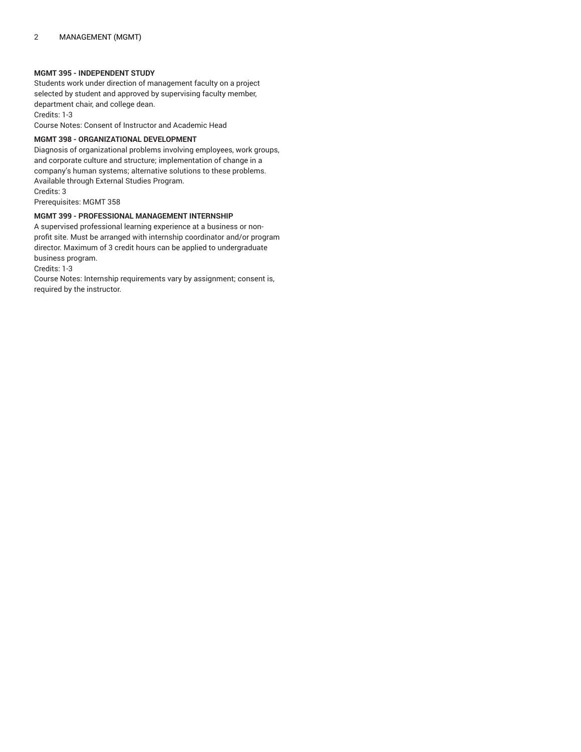#### MGMT 395 - INDEPENDENT STUDY

Students work under direction of management faculty on a project selected by student and approved by supervising faculty member, department chair, and college dean.
Credits: 1-3
Course Notes: Consent of Instructor and Academic Head

#### MGMT 398 - ORGANIZATIONAL DEVELOPMENT

Diagnosis of organizational problems involving employees, work groups, and corporate culture and structure; implementation of change in a company's human systems; alternative solutions to these problems. Available through External Studies Program.
Credits: 3
Prerequisites: MGMT 358

#### MGMT 399 - PROFESSIONAL MANAGEMENT INTERNSHIP

A supervised professional learning experience at a business or non-profit site. Must be arranged with internship coordinator and/or program director. Maximum of 3 credit hours can be applied to undergraduate business program.
Credits: 1-3
Course Notes: Internship requirements vary by assignment; consent is, required by the instructor.